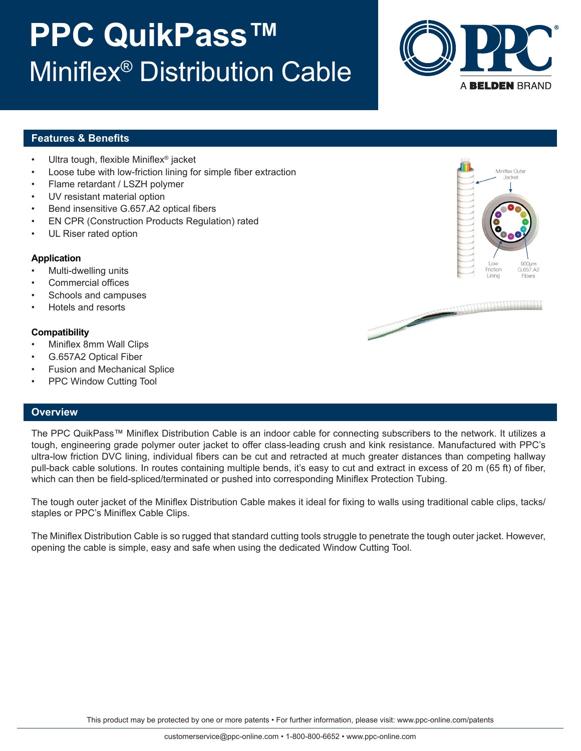# PPC QuikPass™ Miniflex® Distribution Cable

## Features & Benefits

- Ultra tough, flexible Miniflex® jacket
- Loose tube with low-friction lining for simple fiber extraction
- Flame retardant / LSZH polymer
- UV resistant material option
- Bend insensitive G.657.A2 optical fibers
- EN CPR (Construction Products Regulation) rated
- UL Riser rated option

### Application

- Multi-dwelling units
- Commercial offices
- Schools and campuses
- Hotels and resorts

### Compatibility

- Miniflex 8mm Wall Clips
- G.657A2 Optical Fiber
- Fusion and Mechanical Splice
- PPC Window Cutting Tool

Miniflex Outer Jacket

Low Friction Lining

900μm G.657.A2 Fibers

## Overview

The PPC QuikPass™ Miniflex Distribution Cable is an indoor cable for connecting subscribers to the network. It utilizes a tough, engineering grade polymer outer jacket to offer class-leading crush and kink resistance. Manufactured with PPC's ultra-low friction DVC lining, individual fibers can be cut and retracted at much greater distances than competing hallway pull-back cable solutions. In routes containing multiple bends, it's easy to cut and extract in excess of 20 m (65 ft) of fiber, which can then be field-spliced/terminated or pushed into corresponding Miniflex Protection Tubing.

The tough outer jacket of the Miniflex Distribution Cable makes it ideal for fixing to walls using traditional cable clips, tacks/ staples or PPC's Miniflex Cable Clips.

The Miniflex Distribution Cable is so rugged that standard cutting tools struggle to penetrate the tough outer jacket. However, opening the cable is simple, easy and safe when using the dedicated Window Cutting Tool.

This product may be protected by one or more patents • For further information, please visit: www.ppc-online.com/patents

customerservice@ppc-online.com • 1-800-800-6652 • www.ppc-online.com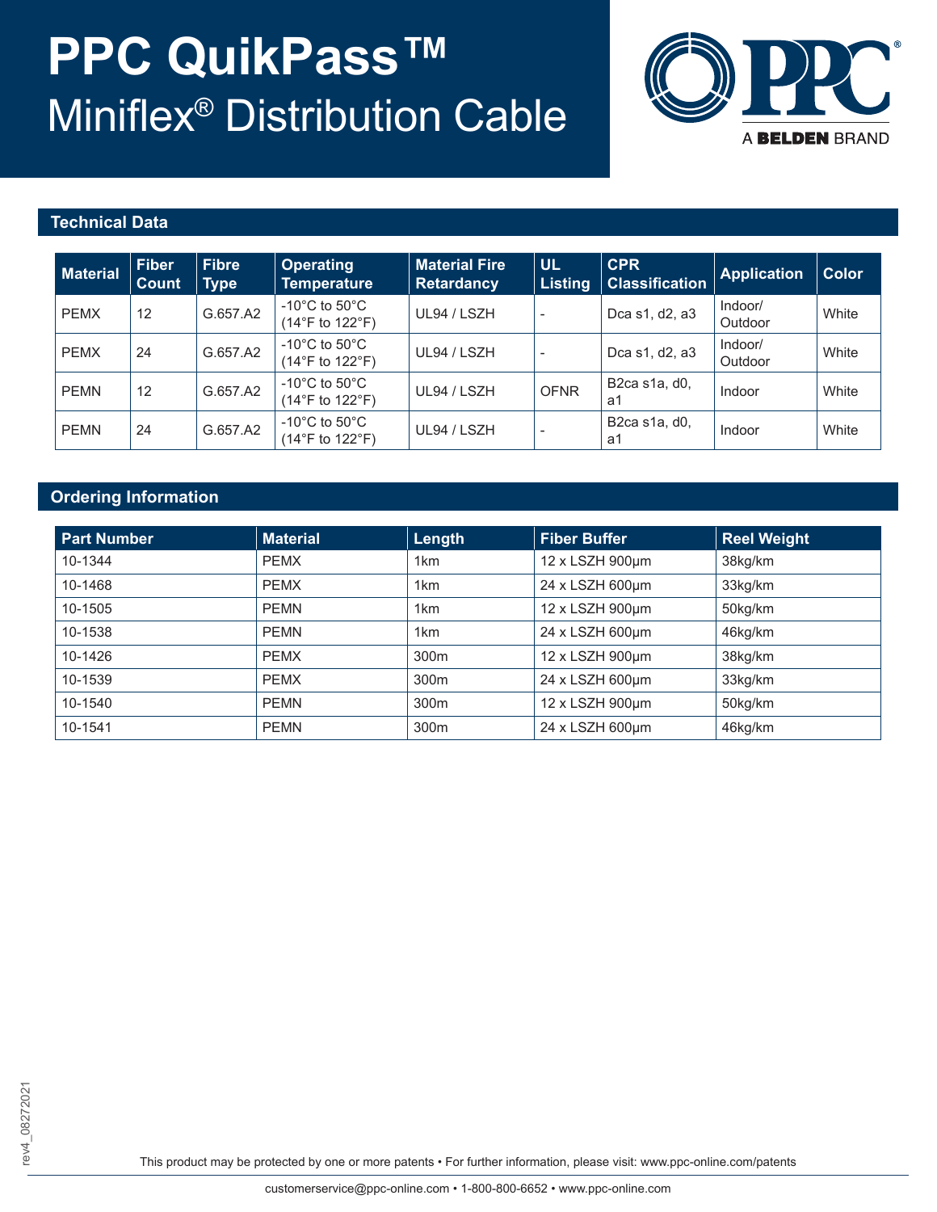# PPC QuikPass™ Miniflex® Distribution Cable

A BELDEN BRAND

## Technical Data

| Material | Fiber Count | Fibre Type | Operating Temperature | Material Fire Retardancy | UL Listing | CPR Classification | Application | Color |
|---|---|---|---|---|---|---|---|---|
| PEMX | 12 | G.657.A2 | -10°C to 50°C (14°F to 122°F) | UL94 / LSZH | - | Dca s1, d2, a3 | Indoor/ Outdoor | White |
| PEMX | 24 | G.657.A2 | -10°C to 50°C (14°F to 122°F) | UL94 / LSZH | - | Dca s1, d2, a3 | Indoor/ Outdoor | White |
| PEMN | 12 | G.657.A2 | -10°C to 50°C (14°F to 122°F) | UL94 / LSZH | OFNR | B2ca s1a, d0, a1 | Indoor | White |
| PEMN | 24 | G.657.A2 | -10°C to 50°C (14°F to 122°F) | UL94 / LSZH | - | B2ca s1a, d0, a1 | Indoor | White |

## Ordering Information

| Part Number | Material | Length | Fiber Buffer | Reel Weight |
|---|---|---|---|---|
| 10-1344 | PEMX | 1km | 12 x LSZH 900μm | 38kg/km |
| 10-1468 | PEMX | 1km | 24 x LSZH 600μm | 33kg/km |
| 10-1505 | PEMN | 1km | 12 x LSZH 900μm | 50kg/km |
| 10-1538 | PEMN | 1km | 24 x LSZH 600μm | 46kg/km |
| 10-1426 | PEMX | 300m | 12 x LSZH 900μm | 38kg/km |
| 10-1539 | PEMX | 300m | 24 x LSZH 600μm | 33kg/km |
| 10-1540 | PEMN | 300m | 12 x LSZH 900μm | 50kg/km |
| 10-1541 | PEMN | 300m | 24 x LSZH 600μm | 46kg/km |

rev4_08272021

This product may be protected by one or more patents • For further information, please visit: www.ppc-online.com/patents

customerservice@ppc-online.com • 1-800-800-6652 • www.ppc-online.com